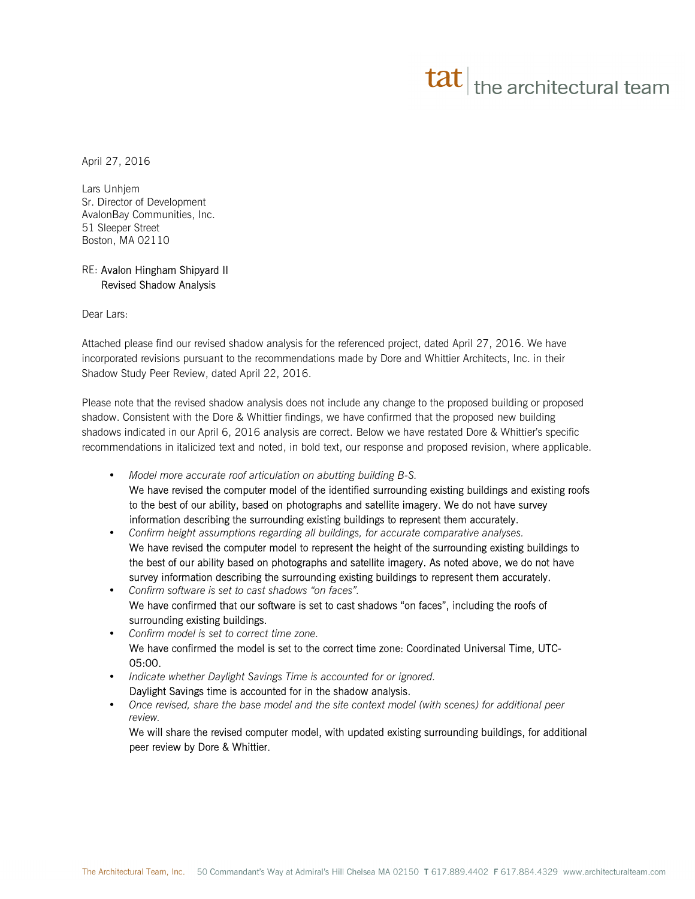tat | the architectural team

April 27, 2016

Lars Unhjem
Sr. Director of Development
AvalonBay Communities, Inc.
51 Sleeper Street
Boston, MA 02110

RE: Avalon Hingham Shipyard II
Revised Shadow Analysis

Dear Lars:

Attached please find our revised shadow analysis for the referenced project, dated April 27, 2016. We have incorporated revisions pursuant to the recommendations made by Dore and Whittier Architects, Inc. in their Shadow Study Peer Review, dated April 22, 2016.

Please note that the revised shadow analysis does not include any change to the proposed building or proposed shadow. Consistent with the Dore & Whittier findings, we have confirmed that the proposed new building shadows indicated in our April 6, 2016 analysis are correct. Below we have restated Dore & Whittier's specific recommendations in italicized text and noted, in bold text, our response and proposed revision, where applicable.

- *Model more accurate roof articulation on abutting building B-S.*
  **We have revised the computer model of the identified surrounding existing buildings and existing roofs to the best of our ability, based on photographs and satellite imagery. We do not have survey information describing the surrounding existing buildings to represent them accurately.**
- *Confirm height assumptions regarding all buildings, for accurate comparative analyses.*
  **We have revised the computer model to represent the height of the surrounding existing buildings to the best of our ability based on photographs and satellite imagery. As noted above, we do not have survey information describing the surrounding existing buildings to represent them accurately.**
- *Confirm software is set to cast shadows "on faces".*
  **We have confirmed that our software is set to cast shadows "on faces", including the roofs of surrounding existing buildings.**
- *Confirm model is set to correct time zone.*
  **We have confirmed the model is set to the correct time zone: Coordinated Universal Time, UTC-05:00.**
- *Indicate whether Daylight Savings Time is accounted for or ignored.*
  **Daylight Savings time is accounted for in the shadow analysis.**
- *Once revised, share the base model and the site context model (with scenes) for additional peer review.*
  **We will share the revised computer model, with updated existing surrounding buildings, for additional peer review by Dore & Whittier.**

The Architectural Team, Inc. 50 Commandant's Way at Admiral's Hill Chelsea MA 02150 T 617.889.4402 F 617.884.4329 www.architecturalteam.com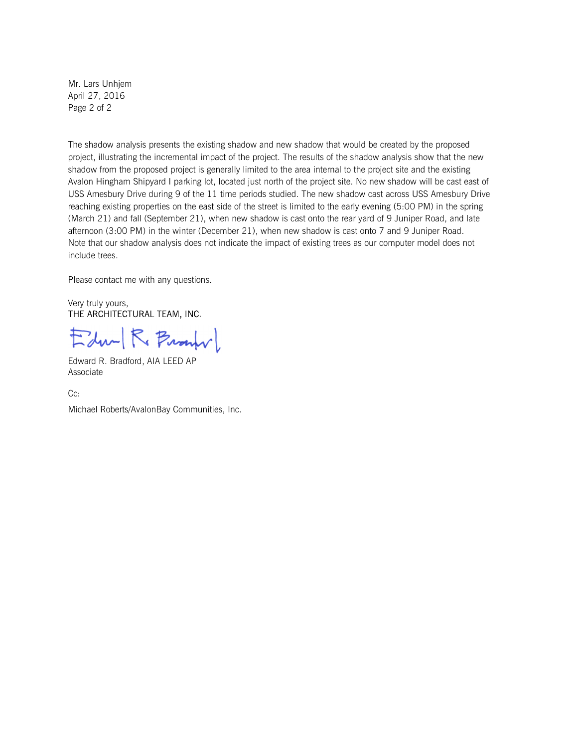The shadow analysis presents the existing shadow and new shadow that would be created by the proposed project, illustrating the incremental impact of the project. The results of the shadow analysis show that the new shadow from the proposed project is generally limited to the area internal to the project site and the existing Avalon Hingham Shipyard I parking lot, located just north of the project site. No new shadow will be cast east of USS Amesbury Drive during 9 of the 11 time periods studied. The new shadow cast across USS Amesbury Drive reaching existing properties on the east side of the street is limited to the early evening (5:00 PM) in the spring (March 21) and fall (September 21), when new shadow is cast onto the rear yard of 9 Juniper Road, and late afternoon (3:00 PM) in the winter (December 21), when new shadow is cast onto 7 and 9 Juniper Road. Note that our shadow analysis does not indicate the impact of existing trees as our computer model does not include trees.

Please contact me with any questions.

Very truly yours,
THE ARCHITECTURAL TEAM, INC.

Edward R. Bradford, AIA LEED AP
Associate

Cc:

Michael Roberts/AvalonBay Communities, Inc.